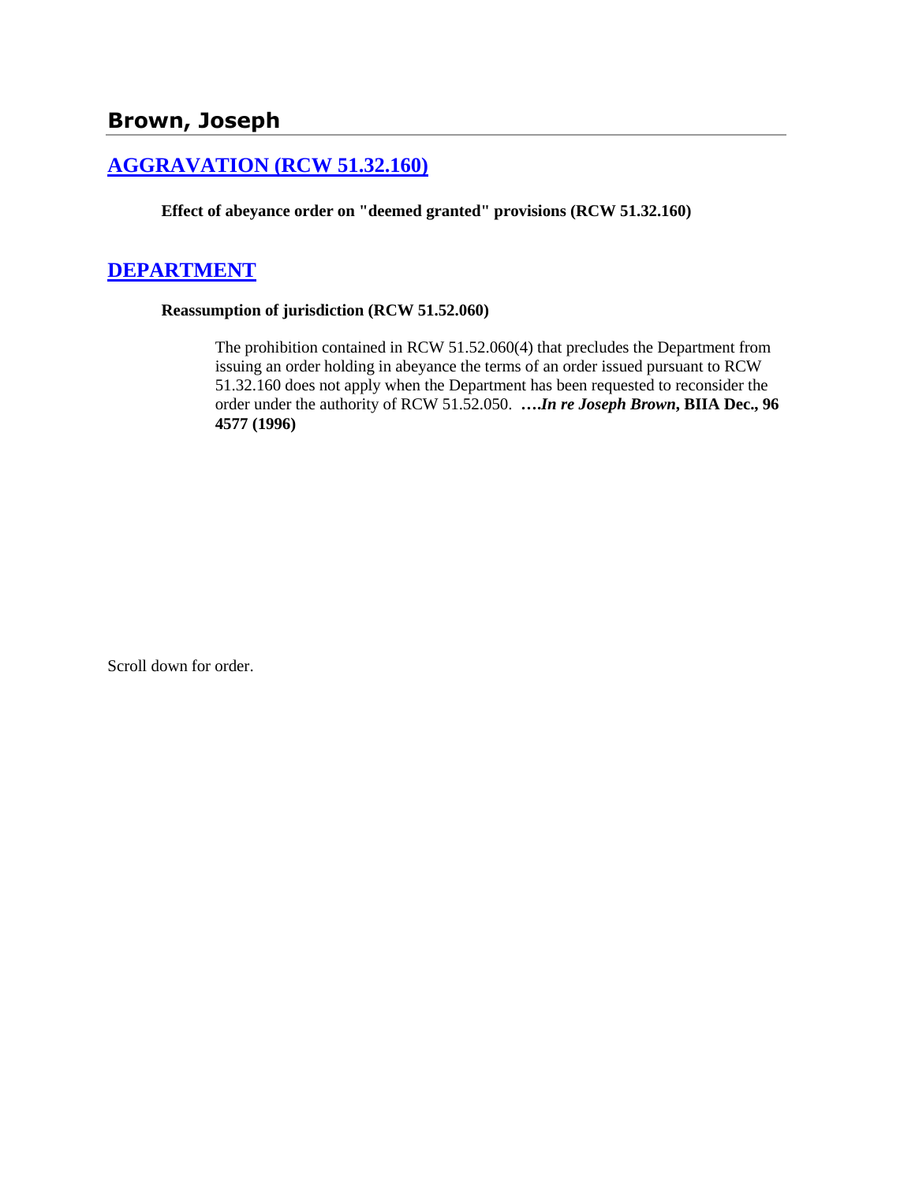## Brown, Joseph

### [AGGRAVATION (RCW 51.32.160)]

**Effect of abeyance order on "deemed granted" provisions (RCW 51.32.160)**

### [DEPARTMENT]

**Reassumption of jurisdiction (RCW 51.52.060)**

> The prohibition contained in RCW 51.52.060(4) that precludes the Department from issuing an order holding in abeyance the terms of an order issued pursuant to RCW 51.32.160 does not apply when the Department has been requested to reconsider the order under the authority of RCW 51.52.050. ***….In re Joseph Brown*, BIIA Dec., 96 4577 (1996)**

Scroll down for order.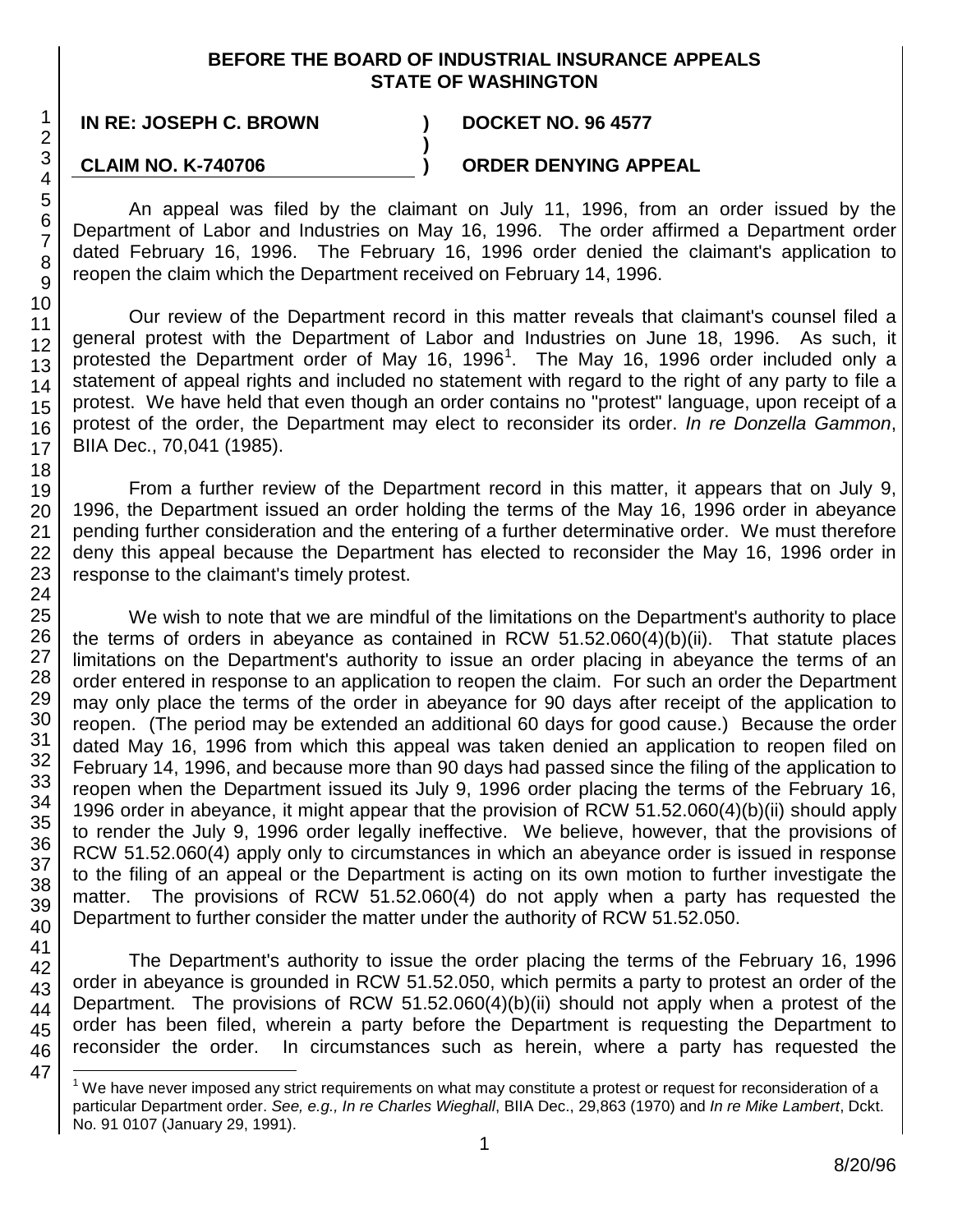**BEFORE THE BOARD OF INDUSTRIAL INSURANCE APPEALS**
**STATE OF WASHINGTON**

| | | |
|---|---|---|
| **IN RE: JOSEPH C. BROWN** | **)** | **DOCKET NO. 96 4577** |
| | **)** | |
| **CLAIM NO. K-740706** | **)** | **ORDER DENYING APPEAL** |

An appeal was filed by the claimant on July 11, 1996, from an order issued by the Department of Labor and Industries on May 16, 1996. The order affirmed a Department order dated February 16, 1996. The February 16, 1996 order denied the claimant's application to reopen the claim which the Department received on February 14, 1996.

Our review of the Department record in this matter reveals that claimant's counsel filed a general protest with the Department of Labor and Industries on June 18, 1996. As such, it protested the Department order of May 16, 1996[1]. The May 16, 1996 order included only a statement of appeal rights and included no statement with regard to the right of any party to file a protest. We have held that even though an order contains no "protest" language, upon receipt of a protest of the order, the Department may elect to reconsider its order. *In re Donzella Gammon*, BIIA Dec., 70,041 (1985).

From a further review of the Department record in this matter, it appears that on July 9, 1996, the Department issued an order holding the terms of the May 16, 1996 order in abeyance pending further consideration and the entering of a further determinative order. We must therefore deny this appeal because the Department has elected to reconsider the May 16, 1996 order in response to the claimant's timely protest.

We wish to note that we are mindful of the limitations on the Department's authority to place the terms of orders in abeyance as contained in RCW 51.52.060(4)(b)(ii). That statute places limitations on the Department's authority to issue an order placing in abeyance the terms of an order entered in response to an application to reopen the claim. For such an order the Department may only place the terms of the order in abeyance for 90 days after receipt of the application to reopen. (The period may be extended an additional 60 days for good cause.) Because the order dated May 16, 1996 from which this appeal was taken denied an application to reopen filed on February 14, 1996, and because more than 90 days had passed since the filing of the application to reopen when the Department issued its July 9, 1996 order placing the terms of the February 16, 1996 order in abeyance, it might appear that the provision of RCW 51.52.060(4)(b)(ii) should apply to render the July 9, 1996 order legally ineffective. We believe, however, that the provisions of RCW 51.52.060(4) apply only to circumstances in which an abeyance order is issued in response to the filing of an appeal or the Department is acting on its own motion to further investigate the matter. The provisions of RCW 51.52.060(4) do not apply when a party has requested the Department to further consider the matter under the authority of RCW 51.52.050.

The Department's authority to issue the order placing the terms of the February 16, 1996 order in abeyance is grounded in RCW 51.52.050, which permits a party to protest an order of the Department. The provisions of RCW 51.52.060(4)(b)(ii) should not apply when a protest of the order has been filed, wherein a party before the Department is requesting the Department to reconsider the order. In circumstances such as herein, where a party has requested the

[1] We have never imposed any strict requirements on what may constitute a protest or request for reconsideration of a particular Department order. *See, e.g., In re Charles Wieghall*, BIIA Dec., 29,863 (1970) and *In re Mike Lambert*, Dckt. No. 91 0107 (January 29, 1991).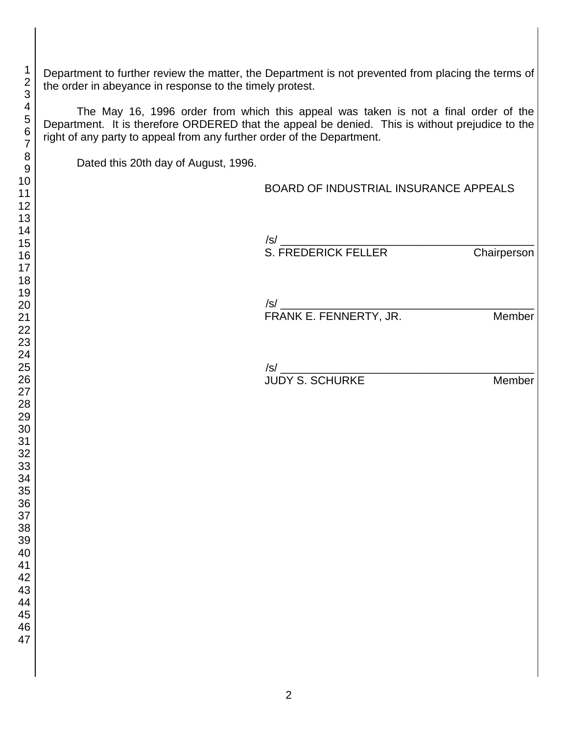Department to further review the matter, the Department is not prevented from placing the terms of the order in abeyance in response to the timely protest.

The May 16, 1996 order from which this appeal was taken is not a final order of the Department. It is therefore ORDERED that the appeal be denied. This is without prejudice to the right of any party to appeal from any further order of the Department.

Dated this 20th day of August, 1996.

BOARD OF INDUSTRIAL INSURANCE APPEALS

/s/ ________________________________________
S. FREDERICK FELLER Chairperson

/s/ ________________________________________
FRANK E. FENNERTY, JR. Member

/s/ ________________________________________
JUDY S. SCHURKE Member